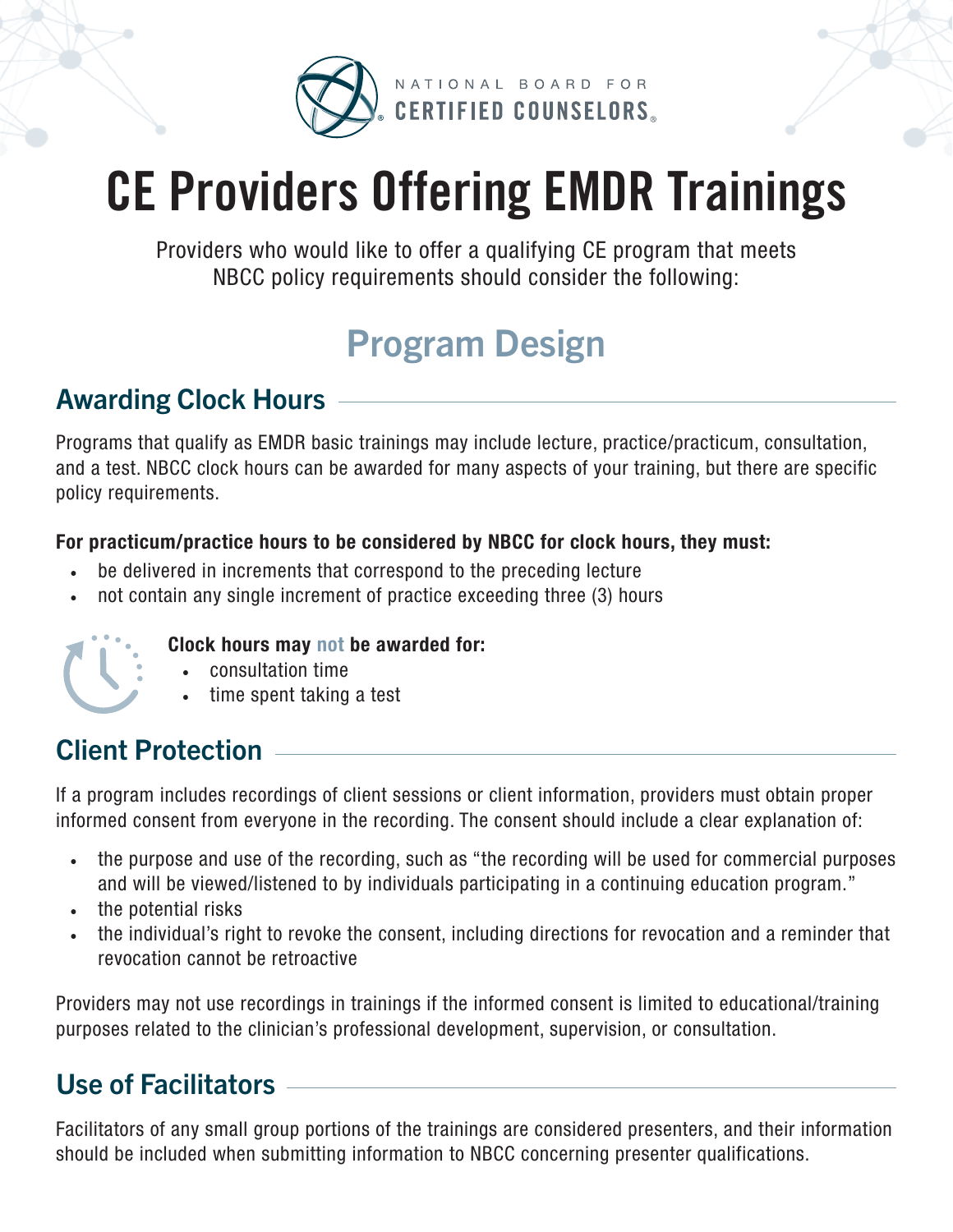NATIONAL BOARD FOR CERTIFIED COUNSELORS

# CE Providers Offering EMDR Trainings

Providers who would like to offer a qualifying CE program that meets NBCC policy requirements should consider the following:

## Program Design

### Awarding Clock Hours

Programs that qualify as EMDR basic trainings may include lecture, practice/practicum, consultation, and a test. NBCC clock hours can be awarded for many aspects of your training, but there are specific policy requirements.

**For practicum/practice hours to be considered by NBCC for clock hours, they must:**

- be delivered in increments that correspond to the preceding lecture
- not contain any single increment of practice exceeding three (3) hours

**Clock hours may not be awarded for:**

- consultation time
- time spent taking a test

### Client Protection

If a program includes recordings of client sessions or client information, providers must obtain proper informed consent from everyone in the recording. The consent should include a clear explanation of:

- the purpose and use of the recording, such as "the recording will be used for commercial purposes and will be viewed/listened to by individuals participating in a continuing education program."
- the potential risks
- the individual's right to revoke the consent, including directions for revocation and a reminder that revocation cannot be retroactive

Providers may not use recordings in trainings if the informed consent is limited to educational/training purposes related to the clinician's professional development, supervision, or consultation.

### Use of Facilitators

Facilitators of any small group portions of the trainings are considered presenters, and their information should be included when submitting information to NBCC concerning presenter qualifications.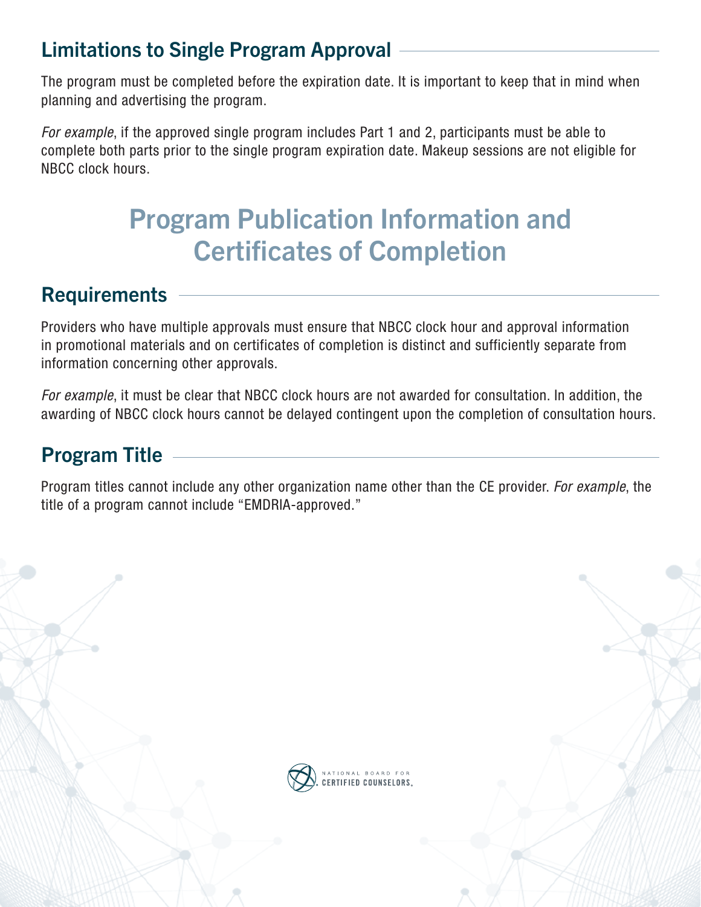## Limitations to Single Program Approval

The program must be completed before the expiration date. It is important to keep that in mind when planning and advertising the program.

*For example*, if the approved single program includes Part 1 and 2, participants must be able to complete both parts prior to the single program expiration date. Makeup sessions are not eligible for NBCC clock hours.

# Program Publication Information and Certificates of Completion

## Requirements

Providers who have multiple approvals must ensure that NBCC clock hour and approval information in promotional materials and on certificates of completion is distinct and sufficiently separate from information concerning other approvals.

*For example*, it must be clear that NBCC clock hours are not awarded for consultation. In addition, the awarding of NBCC clock hours cannot be delayed contingent upon the completion of consultation hours.

## Program Title

Program titles cannot include any other organization name other than the CE provider. *For example*, the title of a program cannot include "EMDRIA-approved."